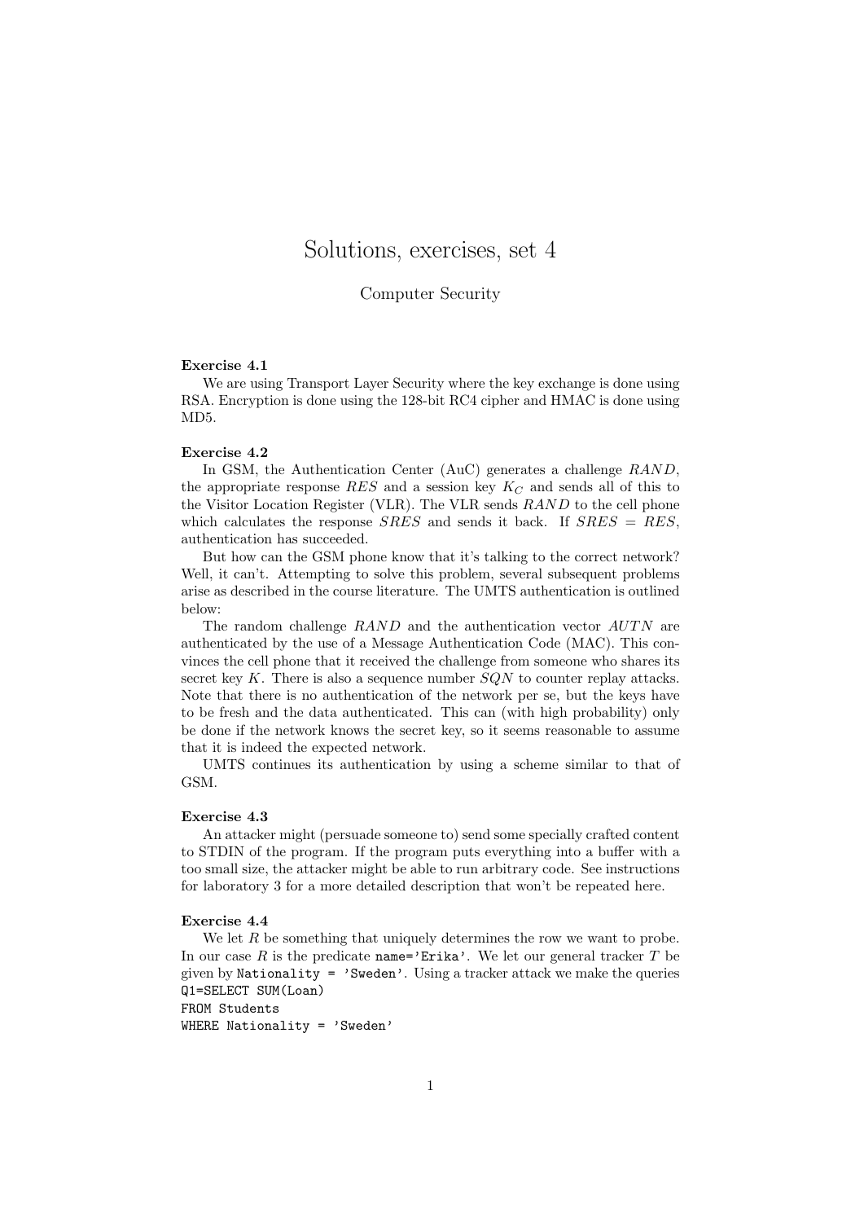# Solutions, exercises, set 4

Computer Security

**Exercise 4.1**

We are using Transport Layer Security where the key exchange is done using RSA. Encryption is done using the 128-bit RC4 cipher and HMAC is done using MD5.

**Exercise 4.2**

In GSM, the Authentication Center (AuC) generates a challenge $RAND$, the appropriate response $RES$ and a session key $K_C$ and sends all of this to the Visitor Location Register (VLR). The VLR sends $RAND$ to the cell phone which calculates the response $SRES$ and sends it back. If $SRES = RES$, authentication has succeeded.

But how can the GSM phone know that it's talking to the correct network? Well, it can't. Attempting to solve this problem, several subsequent problems arise as described in the course literature. The UMTS authentication is outlined below:

The random challenge $RAND$ and the authentication vector $AUTN$ are authenticated by the use of a Message Authentication Code (MAC). This convinces the cell phone that it received the challenge from someone who shares its secret key $K$. There is also a sequence number $SQN$ to counter replay attacks. Note that there is no authentication of the network per se, but the keys have to be fresh and the data authenticated. This can (with high probability) only be done if the network knows the secret key, so it seems reasonable to assume that it is indeed the expected network.

UMTS continues its authentication by using a scheme similar to that of GSM.

**Exercise 4.3**

An attacker might (persuade someone to) send some specially crafted content to STDIN of the program. If the program puts everything into a buffer with a too small size, the attacker might be able to run arbitrary code. See instructions for laboratory 3 for a more detailed description that won't be repeated here.

**Exercise 4.4**

We let $R$ be something that uniquely determines the row we want to probe. In our case $R$ is the predicate `name='Erika'`. We let our general tracker $T$ be given by `Nationality = 'Sweden'`. Using a tracker attack we make the queries

```
Q1=SELECT SUM(Loan)
FROM Students
WHERE Nationality = 'Sweden'
```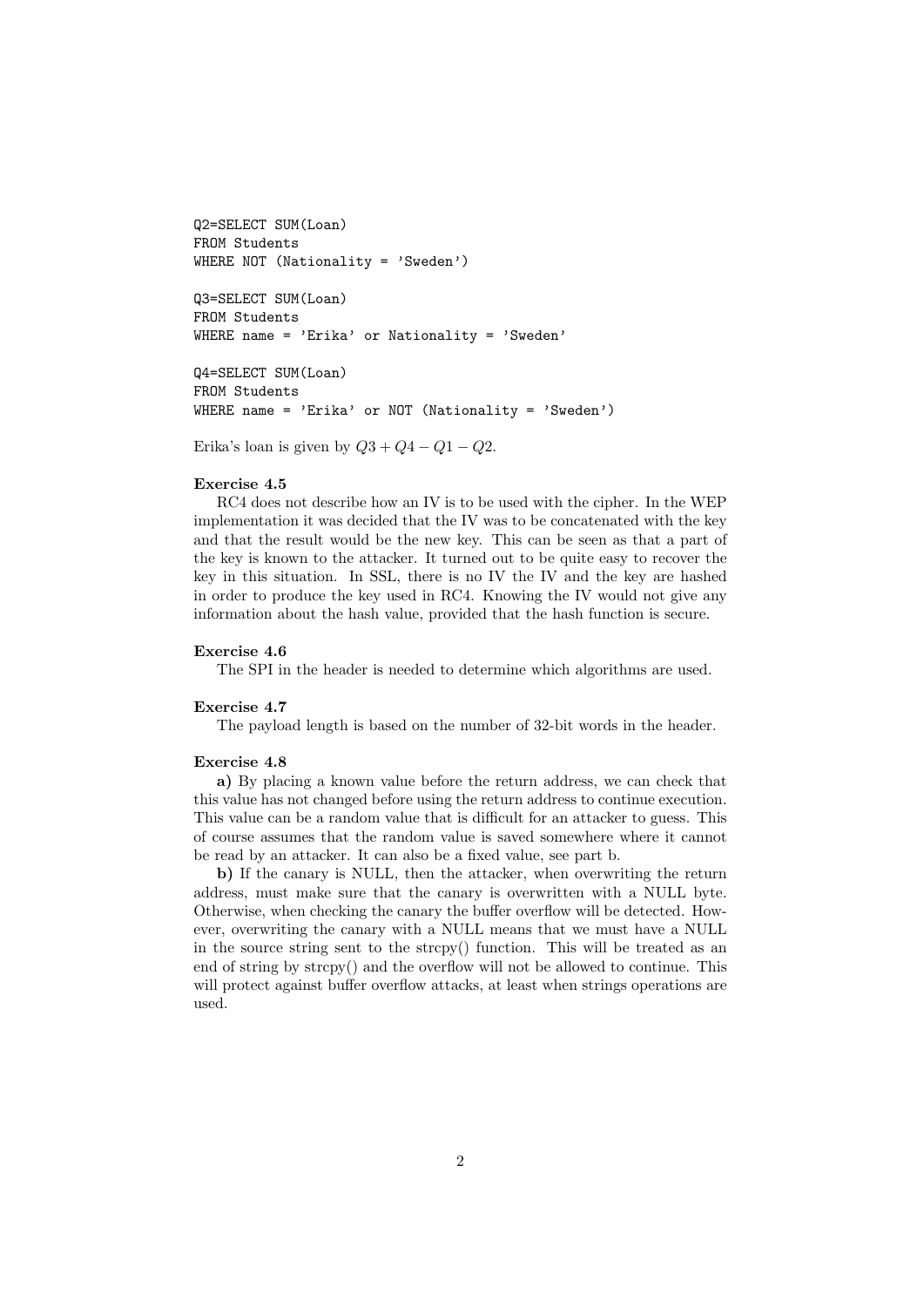```
Q2=SELECT SUM(Loan)
FROM Students
WHERE NOT (Nationality = 'Sweden')

Q3=SELECT SUM(Loan)
FROM Students
WHERE name = 'Erika' or Nationality = 'Sweden'

Q4=SELECT SUM(Loan)
FROM Students
WHERE name = 'Erika' or NOT (Nationality = 'Sweden')
```

Erika's loan is given by $Q3 + Q4 - Q1 - Q2$.

**Exercise 4.5**

RC4 does not describe how an IV is to be used with the cipher. In the WEP implementation it was decided that the IV was to be concatenated with the key and that the result would be the new key. This can be seen as that a part of the key is known to the attacker. It turned out to be quite easy to recover the key in this situation. In SSL, there is no IV the IV and the key are hashed in order to produce the key used in RC4. Knowing the IV would not give any information about the hash value, provided that the hash function is secure.

**Exercise 4.6**

The SPI in the header is needed to determine which algorithms are used.

**Exercise 4.7**

The payload length is based on the number of 32-bit words in the header.

**Exercise 4.8**

**a)** By placing a known value before the return address, we can check that this value has not changed before using the return address to continue execution. This value can be a random value that is difficult for an attacker to guess. This of course assumes that the random value is saved somewhere where it cannot be read by an attacker. It can also be a fixed value, see part b.

**b)** If the canary is NULL, then the attacker, when overwriting the return address, must make sure that the canary is overwritten with a NULL byte. Otherwise, when checking the canary the buffer overflow will be detected. However, overwriting the canary with a NULL means that we must have a NULL in the source string sent to the strcpy() function. This will be treated as an end of string by strcpy() and the overflow will not be allowed to continue. This will protect against buffer overflow attacks, at least when strings operations are used.